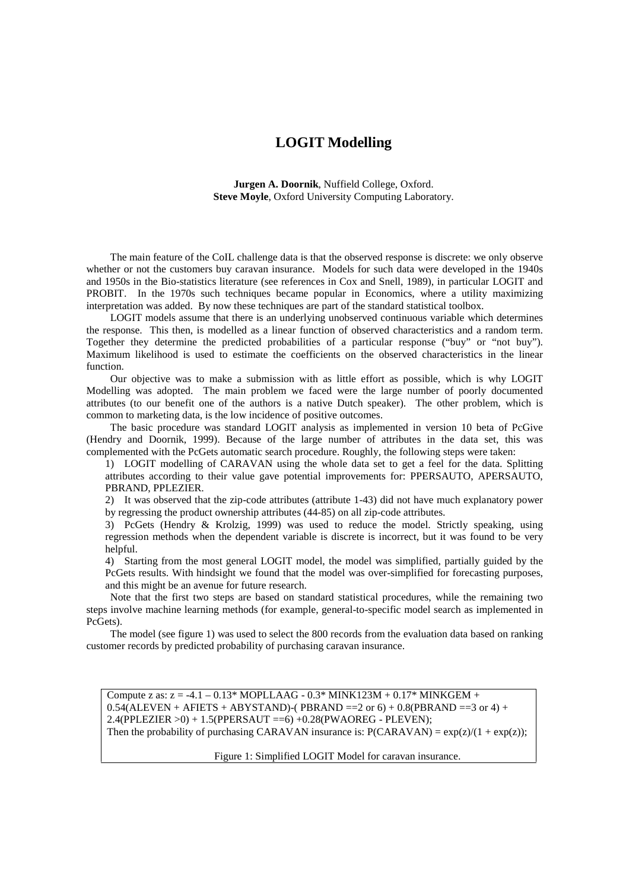# LOGIT Modelling

**Jurgen A. Doornik**, Nuffield College, Oxford.
**Steve Moyle**, Oxford University Computing Laboratory.

The main feature of the CoIL challenge data is that the observed response is discrete: we only observe whether or not the customers buy caravan insurance. Models for such data were developed in the 1940s and 1950s in the Bio-statistics literature (see references in Cox and Snell, 1989), in particular LOGIT and PROBIT. In the 1970s such techniques became popular in Economics, where a utility maximizing interpretation was added. By now these techniques are part of the standard statistical toolbox.

LOGIT models assume that there is an underlying unobserved continuous variable which determines the response. This then, is modelled as a linear function of observed characteristics and a random term. Together they determine the predicted probabilities of a particular response ("buy" or "not buy"). Maximum likelihood is used to estimate the coefficients on the observed characteristics in the linear function.

Our objective was to make a submission with as little effort as possible, which is why LOGIT Modelling was adopted. The main problem we faced were the large number of poorly documented attributes (to our benefit one of the authors is a native Dutch speaker). The other problem, which is common to marketing data, is the low incidence of positive outcomes.

The basic procedure was standard LOGIT analysis as implemented in version 10 beta of PcGive (Hendry and Doornik, 1999). Because of the large number of attributes in the data set, this was complemented with the PcGets automatic search procedure. Roughly, the following steps were taken:

1) LOGIT modelling of CARAVAN using the whole data set to get a feel for the data. Splitting attributes according to their value gave potential improvements for: PPERSAUTO, APERSAUTO, PBRAND, PPLEZIER.

2) It was observed that the zip-code attributes (attribute 1-43) did not have much explanatory power by regressing the product ownership attributes (44-85) on all zip-code attributes.

3) PcGets (Hendry & Krolzig, 1999) was used to reduce the model. Strictly speaking, using regression methods when the dependent variable is discrete is incorrect, but it was found to be very helpful.

4) Starting from the most general LOGIT model, the model was simplified, partially guided by the PcGets results. With hindsight we found that the model was over-simplified for forecasting purposes, and this might be an avenue for future research.

Note that the first two steps are based on standard statistical procedures, while the remaining two steps involve machine learning methods (for example, general-to-specific model search as implemented in PcGets).

The model (see figure 1) was used to select the 800 records from the evaluation data based on ranking customer records by predicted probability of purchasing caravan insurance.

Compute z as: z = -4.1 – 0.13* MOPLLAAG - 0.3* MINK123M + 0.17* MINKGEM + 0.54(ALEVEN + AFIETS + ABYSTAND)-( PBRAND ==2 or 6) + 0.8(PBRAND ==3 or 4) + 2.4(PPLEZIER >0) + 1.5(PPERSAUT ==6) +0.28(PWAOREG - PLEVEN);
Then the probability of purchasing CARAVAN insurance is: P(CARAVAN) = exp(z)/(1 + exp(z));

Figure 1: Simplified LOGIT Model for caravan insurance.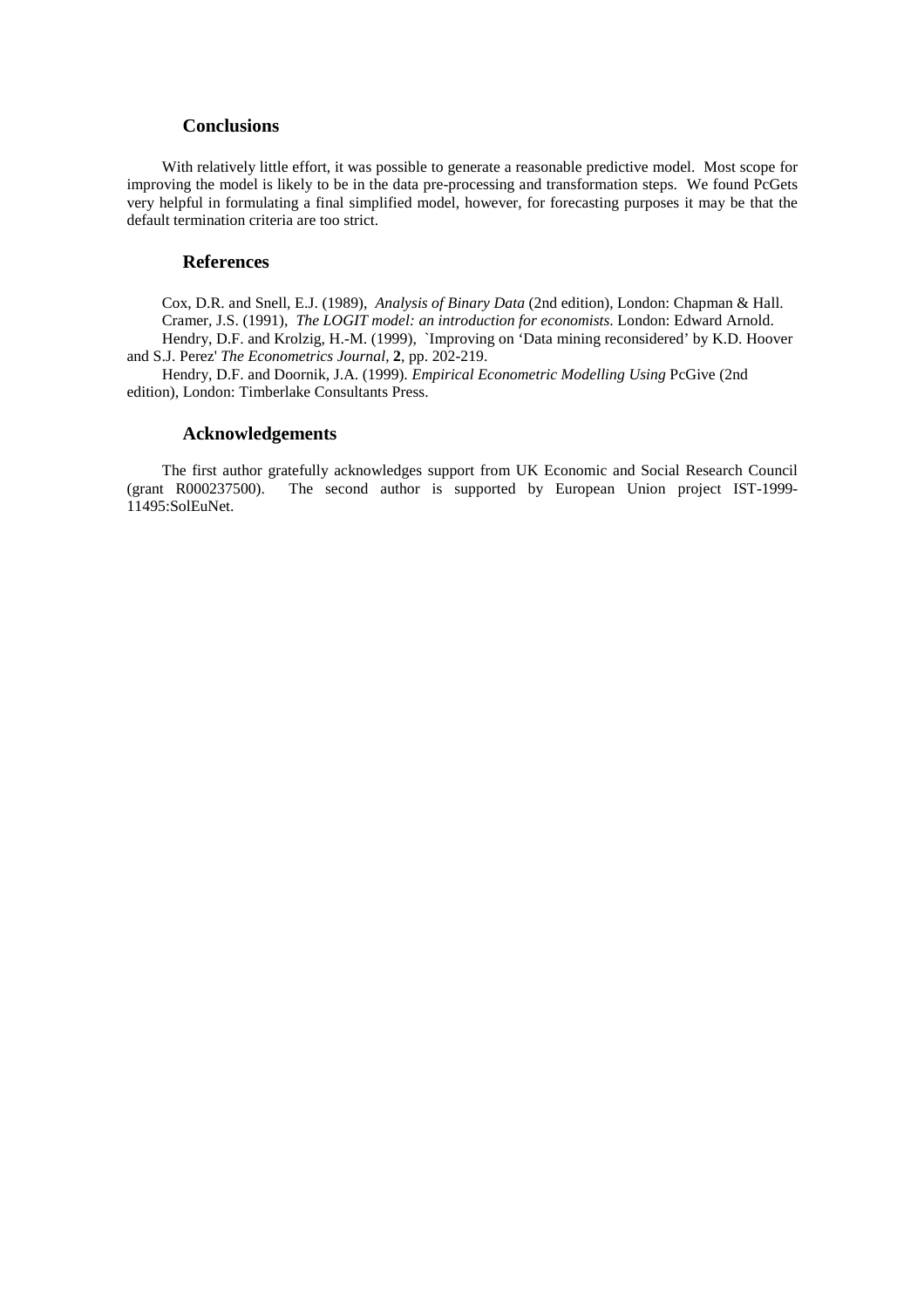## Conclusions

With relatively little effort, it was possible to generate a reasonable predictive model. Most scope for improving the model is likely to be in the data pre-processing and transformation steps. We found PcGets very helpful in formulating a final simplified model, however, for forecasting purposes it may be that the default termination criteria are too strict.

## References

Cox, D.R. and Snell, E.J. (1989), *Analysis of Binary Data* (2nd edition), London: Chapman & Hall.

Cramer, J.S. (1991), *The LOGIT model: an introduction for economists.* London: Edward Arnold.

Hendry, D.F. and Krolzig, H.-M. (1999), `Improving on 'Data mining reconsidered' by K.D. Hoover and S.J. Perez' *The Econometrics Journal*, **2**, pp. 202-219.

Hendry, D.F. and Doornik, J.A. (1999). *Empirical Econometric Modelling Using* PcGive (2nd edition), London: Timberlake Consultants Press.

## Acknowledgements

The first author gratefully acknowledges support from UK Economic and Social Research Council (grant R000237500). The second author is supported by European Union project IST-1999-11495:SolEuNet.